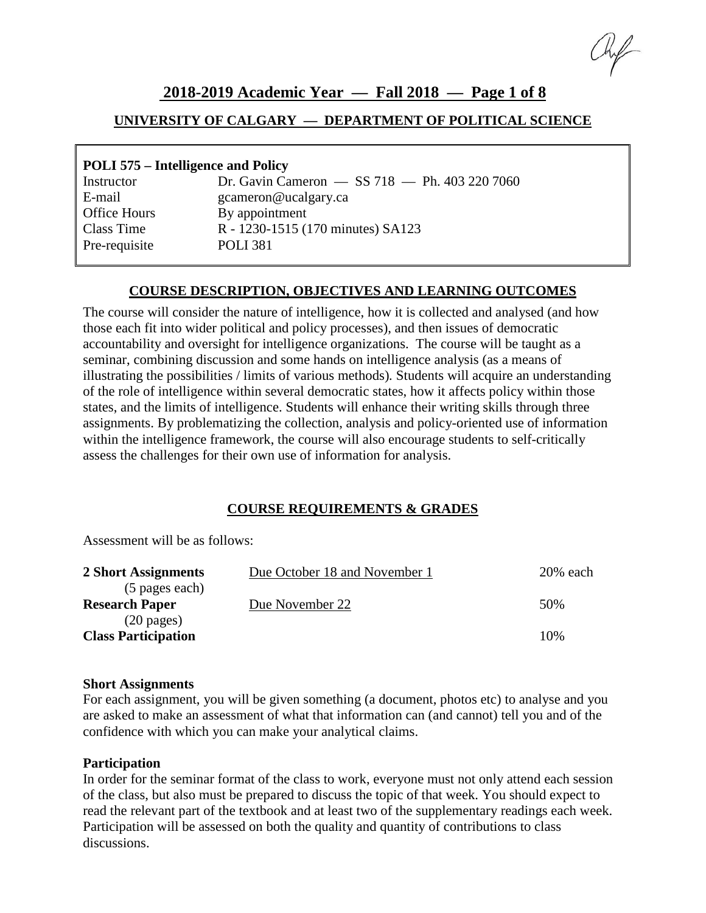## 2018-2019 Academic Year — Fall 2018

### UNIVERSITY OF CALGARY — DEPARTMENT OF POLITICAL SCIENCE

**POLI 575 – Intelligence and Policy**

| | |
|---|---|
| Instructor | Dr. Gavin Cameron — SS 718 — Ph. 403 220 7060 |
| E-mail | gcameron@ucalgary.ca |
| Office Hours | By appointment |
| Class Time | R - 1230-1515 (170 minutes) SA123 |
| Pre-requisite | POLI 381 |

### COURSE DESCRIPTION, OBJECTIVES AND LEARNING OUTCOMES

The course will consider the nature of intelligence, how it is collected and analysed (and how those each fit into wider political and policy processes), and then issues of democratic accountability and oversight for intelligence organizations. The course will be taught as a seminar, combining discussion and some hands on intelligence analysis (as a means of illustrating the possibilities / limits of various methods). Students will acquire an understanding of the role of intelligence within several democratic states, how it affects policy within those states, and the limits of intelligence. Students will enhance their writing skills through three assignments. By problematizing the collection, analysis and policy-oriented use of information within the intelligence framework, the course will also encourage students to self-critically assess the challenges for their own use of information for analysis.

### COURSE REQUIREMENTS & GRADES

Assessment will be as follows:

| | | |
|---|---|---|
| **2 Short Assignments** (5 pages each) | Due October 18 and November 1 | 20% each |
| **Research Paper** (20 pages) | Due November 22 | 50% |
| **Class Participation** | | 10% |

**Short Assignments**
For each assignment, you will be given something (a document, photos etc) to analyse and you are asked to make an assessment of what that information can (and cannot) tell you and of the confidence with which you can make your analytical claims.

**Participation**
In order for the seminar format of the class to work, everyone must not only attend each session of the class, but also must be prepared to discuss the topic of that week. You should expect to read the relevant part of the textbook and at least two of the supplementary readings each week. Participation will be assessed on both the quality and quantity of contributions to class discussions.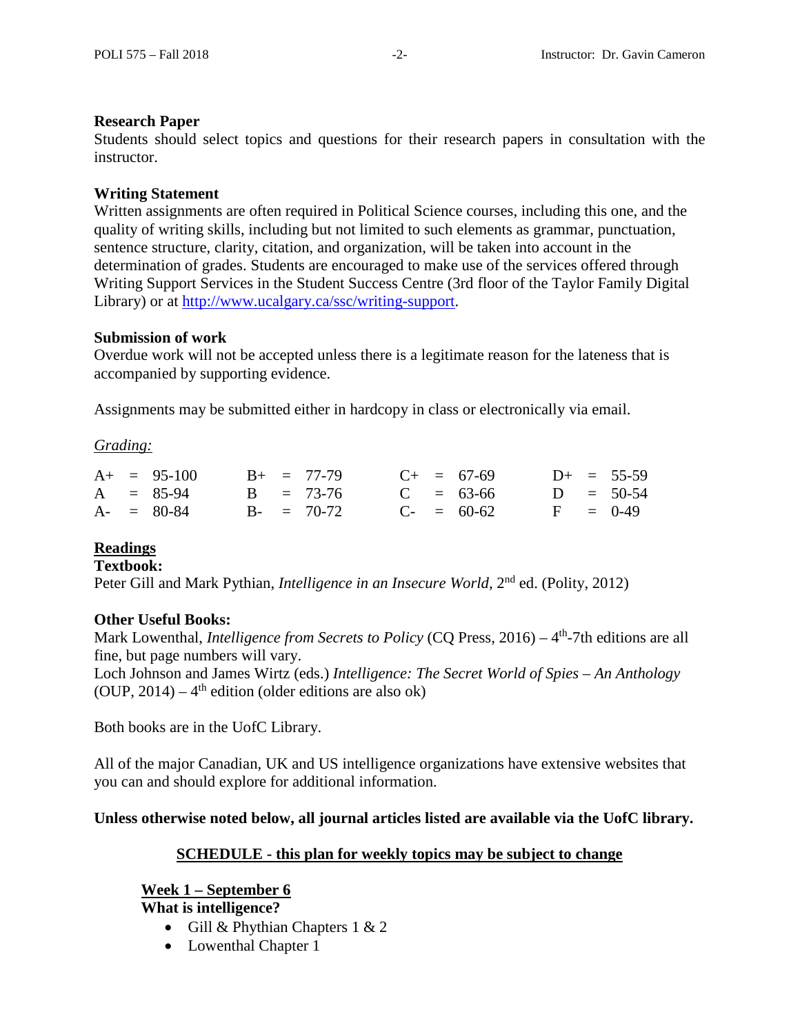**Research Paper**

Students should select topics and questions for their research papers in consultation with the instructor.

**Writing Statement**

Written assignments are often required in Political Science courses, including this one, and the quality of writing skills, including but not limited to such elements as grammar, punctuation, sentence structure, clarity, citation, and organization, will be taken into account in the determination of grades. Students are encouraged to make use of the services offered through Writing Support Services in the Student Success Centre (3rd floor of the Taylor Family Digital Library) or at http://www.ucalgary.ca/ssc/writing-support.

**Submission of work**

Overdue work will not be accepted unless there is a legitimate reason for the lateness that is accompanied by supporting evidence.

Assignments may be submitted either in hardcopy in class or electronically via email.

*Grading:*

| | | | |
|---|---|---|---|
| A+ = 95-100 | B+ = 77-79 | C+ = 67-69 | D+ = 55-59 |
| A = 85-94 | B = 73-76 | C = 63-66 | D = 50-54 |
| A- = 80-84 | B- = 70-72 | C- = 60-62 | F = 0-49 |

**Readings**

**Textbook:**

Peter Gill and Mark Pythian, *Intelligence in an Insecure World*, 2nd ed. (Polity, 2012)

**Other Useful Books:**

Mark Lowenthal, *Intelligence from Secrets to Policy* (CQ Press, 2016) – 4th-7th editions are all fine, but page numbers will vary.

Loch Johnson and James Wirtz (eds.) *Intelligence: The Secret World of Spies – An Anthology* (OUP, 2014) – 4th edition (older editions are also ok)

Both books are in the UofC Library.

All of the major Canadian, UK and US intelligence organizations have extensive websites that you can and should explore for additional information.

**Unless otherwise noted below, all journal articles listed are available via the UofC library.**

**SCHEDULE - this plan for weekly topics may be subject to change**

**Week 1 – September 6**

**What is intelligence?**

- Gill & Phythian Chapters 1 & 2
- Lowenthal Chapter 1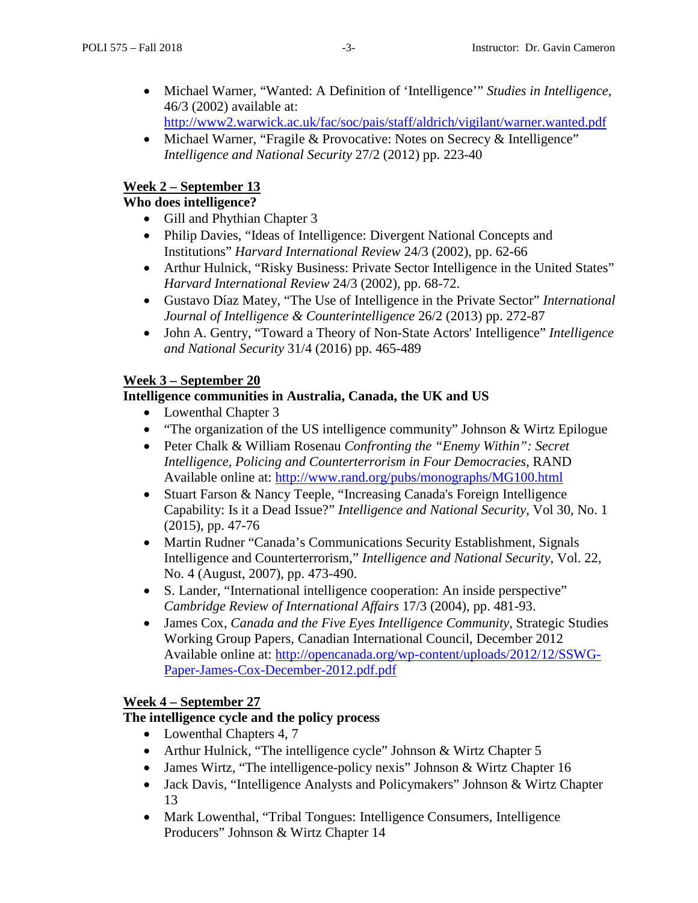- Michael Warner, "Wanted: A Definition of 'Intelligence'" *Studies in Intelligence*, 46/3 (2002) available at: [http://www2.warwick.ac.uk/fac/soc/pais/staff/aldrich/vigilant/warner.wanted.pdf](http://www2.warwick.ac.uk/fac/soc/pais/staff/aldrich/vigilant/warner.wanted.pdf)
- Michael Warner, "Fragile & Provocative: Notes on Secrecy & Intelligence" *Intelligence and National Security* 27/2 (2012) pp. 223-40

**<u>Week 2 – September 13</u>**
**Who does intelligence?**

- Gill and Phythian Chapter 3
- Philip Davies, "Ideas of Intelligence: Divergent National Concepts and Institutions" *Harvard International Review* 24/3 (2002), pp. 62-66
- Arthur Hulnick, "Risky Business: Private Sector Intelligence in the United States" *Harvard International Review* 24/3 (2002), pp. 68-72.
- Gustavo Díaz Matey, "The Use of Intelligence in the Private Sector" *International Journal of Intelligence & Counterintelligence* 26/2 (2013) pp. 272-87
- John A. Gentry, "Toward a Theory of Non-State Actors' Intelligence" *Intelligence and National Security* 31/4 (2016) pp. 465-489

**<u>Week 3 – September 20</u>**
**Intelligence communities in Australia, Canada, the UK and US**

- Lowenthal Chapter 3
- "The organization of the US intelligence community" Johnson & Wirtz Epilogue
- Peter Chalk & William Rosenau *Confronting the "Enemy Within": Secret Intelligence, Policing and Counterterrorism in Four Democracies*, RAND Available online at: [http://www.rand.org/pubs/monographs/MG100.html](http://www.rand.org/pubs/monographs/MG100.html)
- Stuart Farson & Nancy Teeple, "Increasing Canada's Foreign Intelligence Capability: Is it a Dead Issue?" *Intelligence and National Security*, Vol 30, No. 1 (2015), pp. 47-76
- Martin Rudner "Canada's Communications Security Establishment, Signals Intelligence and Counterterrorism," *Intelligence and National Security*, Vol. 22, No. 4 (August, 2007), pp. 473-490.
- S. Lander, "International intelligence cooperation: An inside perspective" *Cambridge Review of International Affairs* 17/3 (2004), pp. 481-93.
- James Cox, *Canada and the Five Eyes Intelligence Community*, Strategic Studies Working Group Papers, Canadian International Council, December 2012 Available online at: [http://opencanada.org/wp-content/uploads/2012/12/SSWG-Paper-James-Cox-December-2012.pdf.pdf](http://opencanada.org/wp-content/uploads/2012/12/SSWG-Paper-James-Cox-December-2012.pdf.pdf)

**<u>Week 4 – September 27</u>**
**The intelligence cycle and the policy process**

- Lowenthal Chapters 4, 7
- Arthur Hulnick, "The intelligence cycle" Johnson & Wirtz Chapter 5
- James Wirtz, "The intelligence-policy nexis" Johnson & Wirtz Chapter 16
- Jack Davis, "Intelligence Analysts and Policymakers" Johnson & Wirtz Chapter 13
- Mark Lowenthal, "Tribal Tongues: Intelligence Consumers, Intelligence Producers" Johnson & Wirtz Chapter 14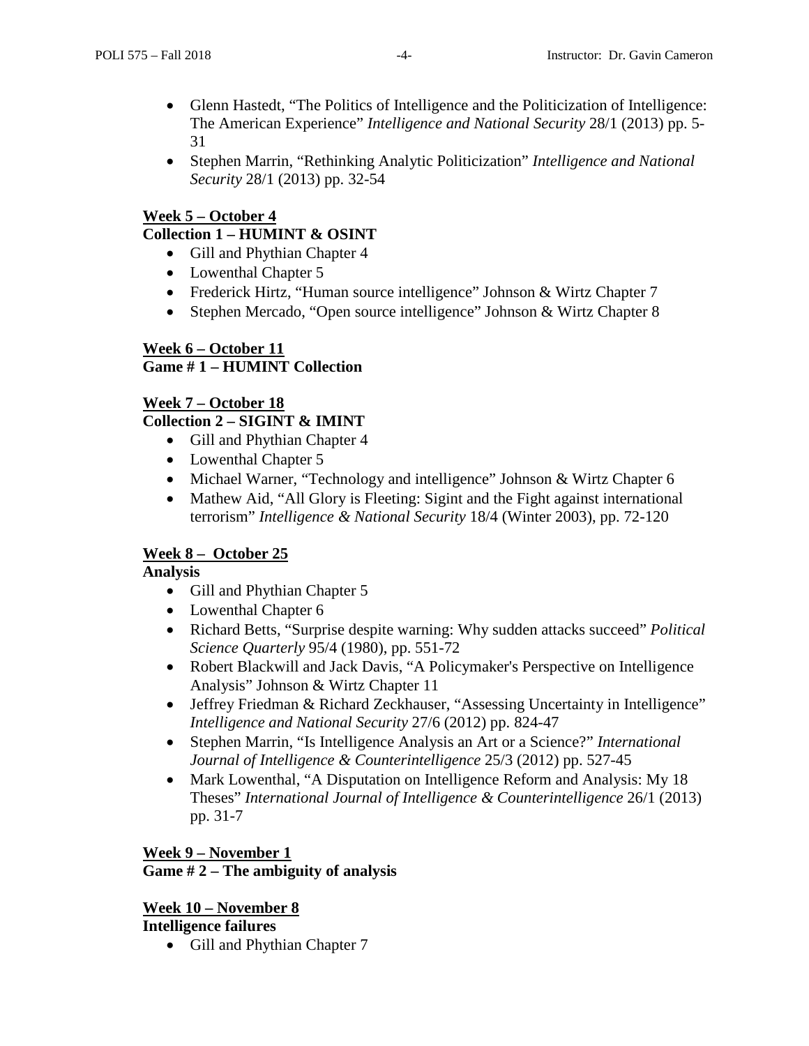- Glenn Hastedt, "The Politics of Intelligence and the Politicization of Intelligence: The American Experience" *Intelligence and National Security* 28/1 (2013) pp. 5-31
- Stephen Marrin, "Rethinking Analytic Politicization" *Intelligence and National Security* 28/1 (2013) pp. 32-54

**Week 5 – October 4**
**Collection 1 – HUMINT & OSINT**

- Gill and Phythian Chapter 4
- Lowenthal Chapter 5
- Frederick Hirtz, "Human source intelligence" Johnson & Wirtz Chapter 7
- Stephen Mercado, "Open source intelligence" Johnson & Wirtz Chapter 8

**Week 6 – October 11**
**Game # 1 – HUMINT Collection**

**Week 7 – October 18**
**Collection 2 – SIGINT & IMINT**

- Gill and Phythian Chapter 4
- Lowenthal Chapter 5
- Michael Warner, "Technology and intelligence" Johnson & Wirtz Chapter 6
- Mathew Aid, "All Glory is Fleeting: Sigint and the Fight against international terrorism" *Intelligence & National Security* 18/4 (Winter 2003), pp. 72-120

**Week 8 – October 25**
**Analysis**

- Gill and Phythian Chapter 5
- Lowenthal Chapter 6
- Richard Betts, "Surprise despite warning: Why sudden attacks succeed" *Political Science Quarterly* 95/4 (1980), pp. 551-72
- Robert Blackwill and Jack Davis, "A Policymaker's Perspective on Intelligence Analysis" Johnson & Wirtz Chapter 11
- Jeffrey Friedman & Richard Zeckhauser, "Assessing Uncertainty in Intelligence" *Intelligence and National Security* 27/6 (2012) pp. 824-47
- Stephen Marrin, "Is Intelligence Analysis an Art or a Science?" *International Journal of Intelligence & Counterintelligence* 25/3 (2012) pp. 527-45
- Mark Lowenthal, "A Disputation on Intelligence Reform and Analysis: My 18 Theses" *International Journal of Intelligence & Counterintelligence* 26/1 (2013) pp. 31-7

**Week 9 – November 1**
**Game # 2 – The ambiguity of analysis**

**Week 10 – November 8**
**Intelligence failures**

- Gill and Phythian Chapter 7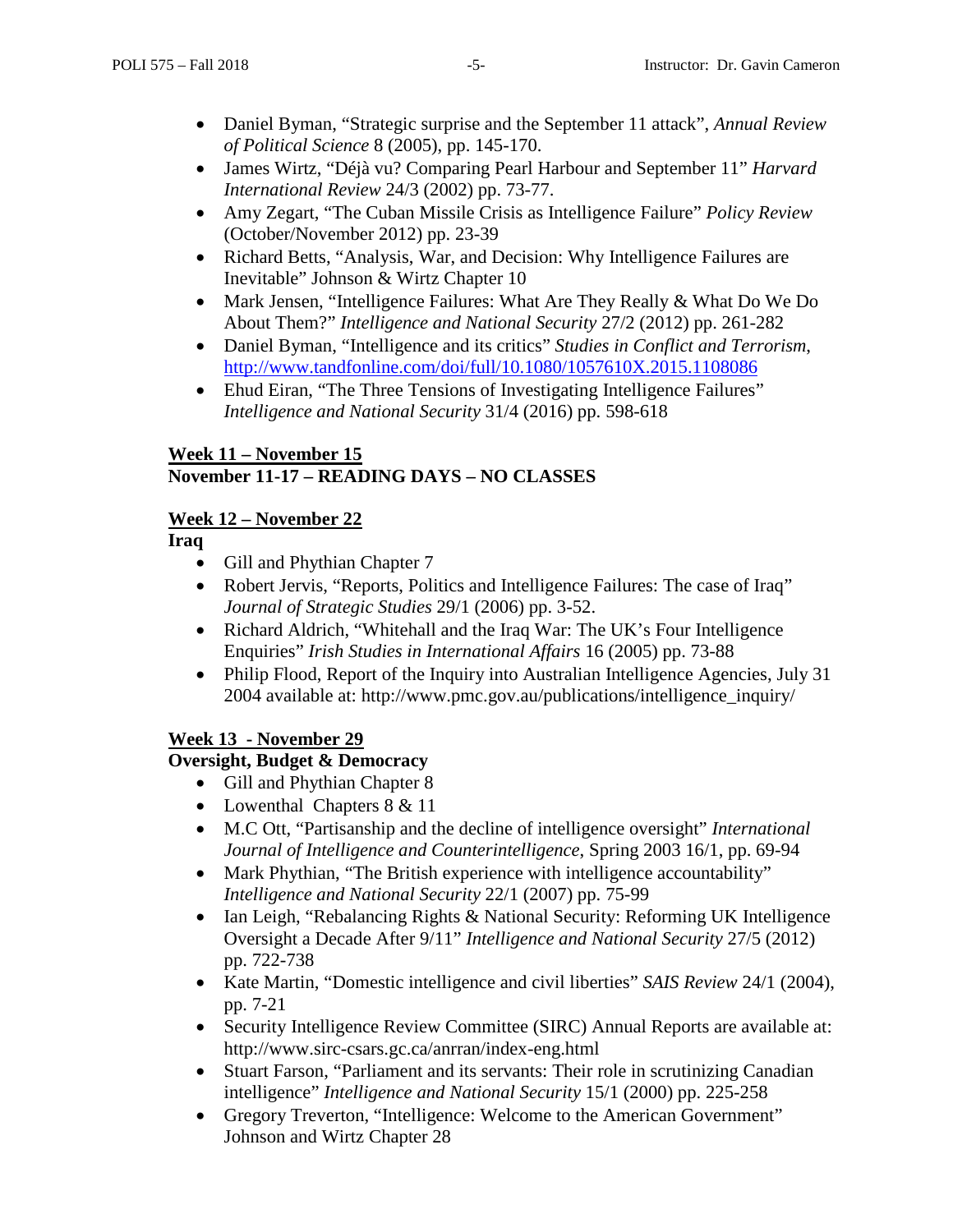- Daniel Byman, "Strategic surprise and the September 11 attack", *Annual Review of Political Science* 8 (2005), pp. 145-170.
- James Wirtz, "Déjà vu? Comparing Pearl Harbour and September 11" *Harvard International Review* 24/3 (2002) pp. 73-77.
- Amy Zegart, "The Cuban Missile Crisis as Intelligence Failure" *Policy Review* (October/November 2012) pp. 23-39
- Richard Betts, "Analysis, War, and Decision: Why Intelligence Failures are Inevitable" Johnson & Wirtz Chapter 10
- Mark Jensen, "Intelligence Failures: What Are They Really & What Do We Do About Them?" *Intelligence and National Security* 27/2 (2012) pp. 261-282
- Daniel Byman, "Intelligence and its critics" *Studies in Conflict and Terrorism*, http://www.tandfonline.com/doi/full/10.1080/1057610X.2015.1108086
- Ehud Eiran, "The Three Tensions of Investigating Intelligence Failures" *Intelligence and National Security* 31/4 (2016) pp. 598-618

**Week 11 – November 15**
**November 11-17 – READING DAYS – NO CLASSES**

**Week 12 – November 22**
**Iraq**

- Gill and Phythian Chapter 7
- Robert Jervis, "Reports, Politics and Intelligence Failures: The case of Iraq" *Journal of Strategic Studies* 29/1 (2006) pp. 3-52.
- Richard Aldrich, "Whitehall and the Iraq War: The UK's Four Intelligence Enquiries" *Irish Studies in International Affairs* 16 (2005) pp. 73-88
- Philip Flood, Report of the Inquiry into Australian Intelligence Agencies, July 31 2004 available at: http://www.pmc.gov.au/publications/intelligence_inquiry/

**Week 13 - November 29**
**Oversight, Budget & Democracy**

- Gill and Phythian Chapter 8
- Lowenthal Chapters 8 & 11
- M.C Ott, "Partisanship and the decline of intelligence oversight" *International Journal of Intelligence and Counterintelligence*, Spring 2003 16/1, pp. 69-94
- Mark Phythian, "The British experience with intelligence accountability" *Intelligence and National Security* 22/1 (2007) pp. 75-99
- Ian Leigh, "Rebalancing Rights & National Security: Reforming UK Intelligence Oversight a Decade After 9/11" *Intelligence and National Security* 27/5 (2012) pp. 722-738
- Kate Martin, "Domestic intelligence and civil liberties" *SAIS Review* 24/1 (2004), pp. 7-21
- Security Intelligence Review Committee (SIRC) Annual Reports are available at: http://www.sirc-csars.gc.ca/anrran/index-eng.html
- Stuart Farson, "Parliament and its servants: Their role in scrutinizing Canadian intelligence" *Intelligence and National Security* 15/1 (2000) pp. 225-258
- Gregory Treverton, "Intelligence: Welcome to the American Government" Johnson and Wirtz Chapter 28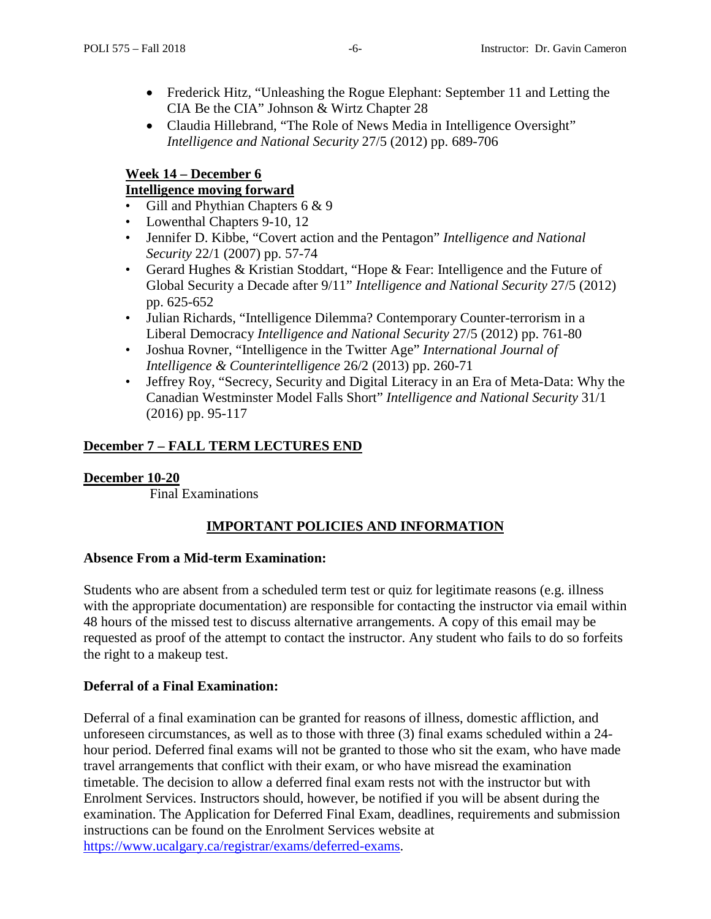- Frederick Hitz, "Unleashing the Rogue Elephant: September 11 and Letting the CIA Be the CIA" Johnson & Wirtz Chapter 28
- Claudia Hillebrand, "The Role of News Media in Intelligence Oversight" *Intelligence and National Security* 27/5 (2012) pp. 689-706

**Week 14 – December 6**
**Intelligence moving forward**

- Gill and Phythian Chapters 6 & 9
- Lowenthal Chapters 9-10, 12
- Jennifer D. Kibbe, "Covert action and the Pentagon" *Intelligence and National Security* 22/1 (2007) pp. 57-74
- Gerard Hughes & Kristian Stoddart, "Hope & Fear: Intelligence and the Future of Global Security a Decade after 9/11" *Intelligence and National Security* 27/5 (2012) pp. 625-652
- Julian Richards, "Intelligence Dilemma? Contemporary Counter-terrorism in a Liberal Democracy *Intelligence and National Security* 27/5 (2012) pp. 761-80
- Joshua Rovner, "Intelligence in the Twitter Age" *International Journal of Intelligence & Counterintelligence* 26/2 (2013) pp. 260-71
- Jeffrey Roy, "Secrecy, Security and Digital Literacy in an Era of Meta-Data: Why the Canadian Westminster Model Falls Short" *Intelligence and National Security* 31/1 (2016) pp. 95-117

**December 7 – FALL TERM LECTURES END**

**December 10-20**

Final Examinations

## IMPORTANT POLICIES AND INFORMATION

**Absence From a Mid-term Examination:**

Students who are absent from a scheduled term test or quiz for legitimate reasons (e.g. illness with the appropriate documentation) are responsible for contacting the instructor via email within 48 hours of the missed test to discuss alternative arrangements. A copy of this email may be requested as proof of the attempt to contact the instructor. Any student who fails to do so forfeits the right to a makeup test.

**Deferral of a Final Examination:**

Deferral of a final examination can be granted for reasons of illness, domestic affliction, and unforeseen circumstances, as well as to those with three (3) final exams scheduled within a 24-hour period. Deferred final exams will not be granted to those who sit the exam, who have made travel arrangements that conflict with their exam, or who have misread the examination timetable. The decision to allow a deferred final exam rests not with the instructor but with Enrolment Services. Instructors should, however, be notified if you will be absent during the examination. The Application for Deferred Final Exam, deadlines, requirements and submission instructions can be found on the Enrolment Services website at https://www.ucalgary.ca/registrar/exams/deferred-exams.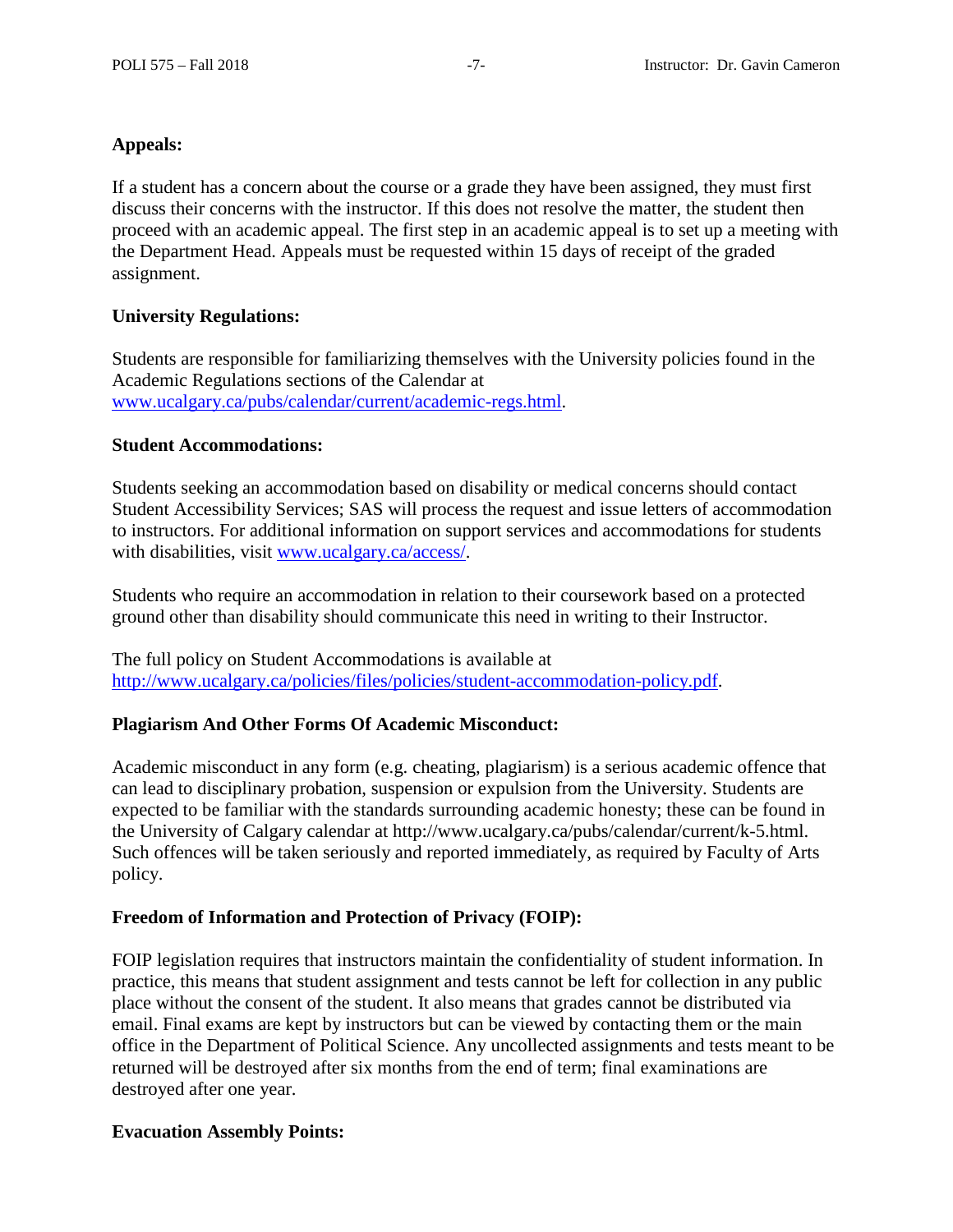**Appeals:**

If a student has a concern about the course or a grade they have been assigned, they must first discuss their concerns with the instructor. If this does not resolve the matter, the student then proceed with an academic appeal. The first step in an academic appeal is to set up a meeting with the Department Head. Appeals must be requested within 15 days of receipt of the graded assignment.

**University Regulations:**

Students are responsible for familiarizing themselves with the University policies found in the Academic Regulations sections of the Calendar at [www.ucalgary.ca/pubs/calendar/current/academic-regs.html](www.ucalgary.ca/pubs/calendar/current/academic-regs.html).

**Student Accommodations:**

Students seeking an accommodation based on disability or medical concerns should contact Student Accessibility Services; SAS will process the request and issue letters of accommodation to instructors. For additional information on support services and accommodations for students with disabilities, visit [www.ucalgary.ca/access/](www.ucalgary.ca/access/).

Students who require an accommodation in relation to their coursework based on a protected ground other than disability should communicate this need in writing to their Instructor.

The full policy on Student Accommodations is available at [http://www.ucalgary.ca/policies/files/policies/student-accommodation-policy.pdf](http://www.ucalgary.ca/policies/files/policies/student-accommodation-policy.pdf).

**Plagiarism And Other Forms Of Academic Misconduct:**

Academic misconduct in any form (e.g. cheating, plagiarism) is a serious academic offence that can lead to disciplinary probation, suspension or expulsion from the University. Students are expected to be familiar with the standards surrounding academic honesty; these can be found in the University of Calgary calendar at http://www.ucalgary.ca/pubs/calendar/current/k-5.html. Such offences will be taken seriously and reported immediately, as required by Faculty of Arts policy.

**Freedom of Information and Protection of Privacy (FOIP):**

FOIP legislation requires that instructors maintain the confidentiality of student information. In practice, this means that student assignment and tests cannot be left for collection in any public place without the consent of the student. It also means that grades cannot be distributed via email. Final exams are kept by instructors but can be viewed by contacting them or the main office in the Department of Political Science. Any uncollected assignments and tests meant to be returned will be destroyed after six months from the end of term; final examinations are destroyed after one year.

**Evacuation Assembly Points:**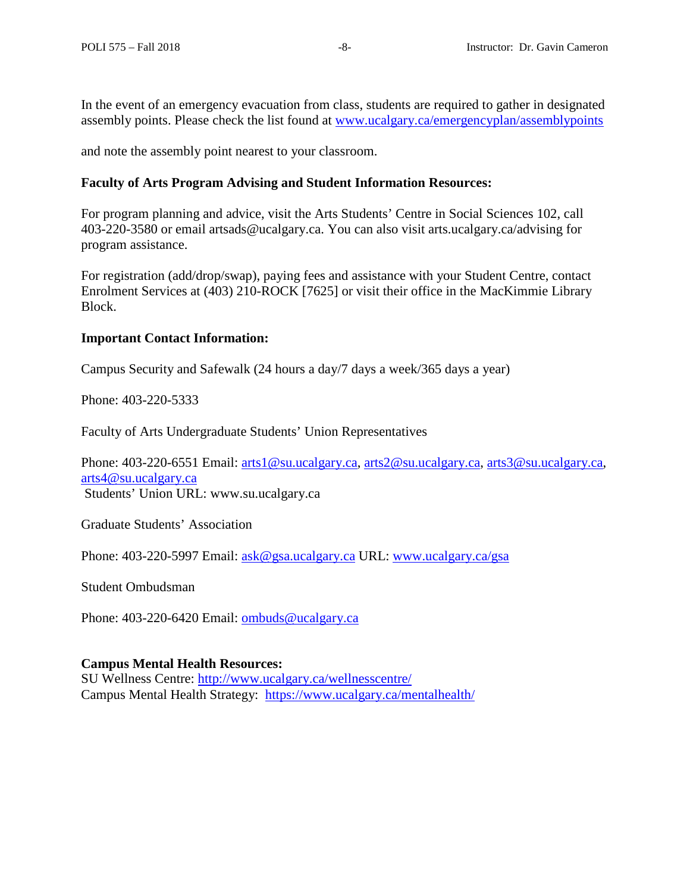In the event of an emergency evacuation from class, students are required to gather in designated assembly points. Please check the list found at [www.ucalgary.ca/emergencyplan/assemblypoints](www.ucalgary.ca/emergencyplan/assemblypoints)

and note the assembly point nearest to your classroom.

**Faculty of Arts Program Advising and Student Information Resources:**

For program planning and advice, visit the Arts Students' Centre in Social Sciences 102, call 403-220-3580 or email artsads@ucalgary.ca. You can also visit arts.ucalgary.ca/advising for program assistance.

For registration (add/drop/swap), paying fees and assistance with your Student Centre, contact Enrolment Services at (403) 210-ROCK [7625] or visit their office in the MacKimmie Library Block.

**Important Contact Information:**

Campus Security and Safewalk (24 hours a day/7 days a week/365 days a year)

Phone: 403-220-5333

Faculty of Arts Undergraduate Students' Union Representatives

Phone: 403-220-6551 Email: arts1@su.ucalgary.ca, arts2@su.ucalgary.ca, arts3@su.ucalgary.ca, arts4@su.ucalgary.ca
Students' Union URL: www.su.ucalgary.ca

Graduate Students' Association

Phone: 403-220-5997 Email: ask@gsa.ucalgary.ca URL: [www.ucalgary.ca/gsa](www.ucalgary.ca/gsa)

Student Ombudsman

Phone: 403-220-6420 Email: ombuds@ucalgary.ca

**Campus Mental Health Resources:**
SU Wellness Centre: http://www.ucalgary.ca/wellnesscentre/
Campus Mental Health Strategy: https://www.ucalgary.ca/mentalhealth/